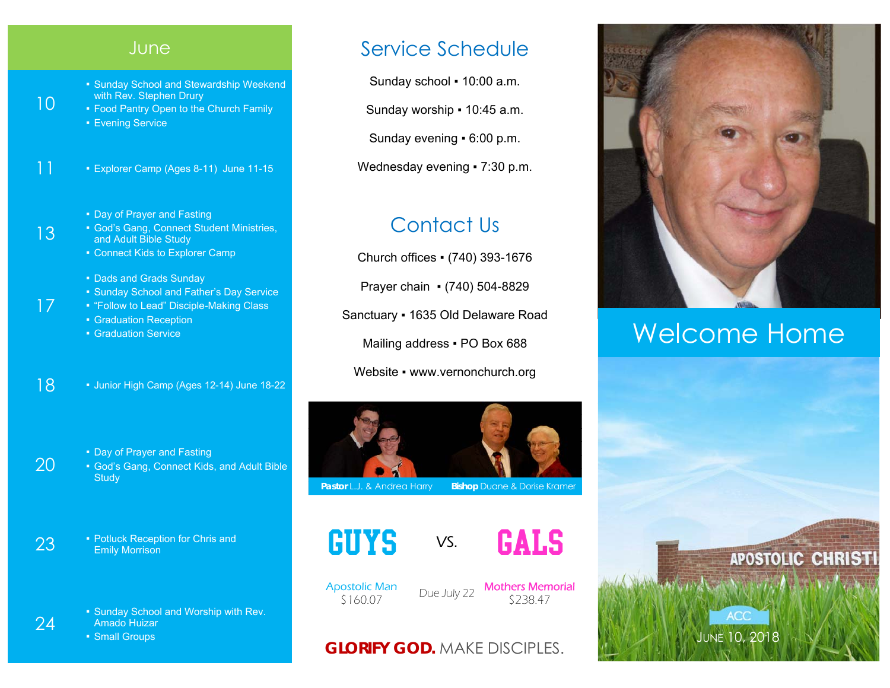## June

**10**
- Sunday School and Stewardship Weekend with Rev. Stephen Drury
- Food Pantry Open to the Church Family
- Evening Service

**11**
- Explorer Camp (Ages 8-11) June 11-15

**13**
- Day of Prayer and Fasting
- God's Gang, Connect Student Ministries, and Adult Bible Study
- Connect Kids to Explorer Camp

**17**
- Dads and Grads Sunday
- Sunday School and Father's Day Service
- "Follow to Lead" Disciple-Making Class
- Graduation Reception
- Graduation Service

**18**
- Junior High Camp (Ages 12-14) June 18-22

**20**
- Day of Prayer and Fasting
- God's Gang, Connect Kids, and Adult Bible Study

**23**
- Potluck Reception for Chris and Emily Morrison

**24**
- Sunday School and Worship with Rev. Amado Huizar
- Small Groups

## Service Schedule

Sunday school ▪ 10:00 a.m.

Sunday worship ▪ 10:45 a.m.

Sunday evening ▪ 6:00 p.m.

Wednesday evening ▪ 7:30 p.m.

## Contact Us

Church offices ▪ (740) 393-1676

Prayer chain ▪ (740) 504-8829

Sanctuary ▪ 1635 Old Delaware Road

Mailing address ▪ PO Box 688

Website ▪ www.vernonchurch.org

**Pastor** L.J. & Andrea Harry **Bishop** Duane & Dorise Kramer

## GUYS vs. GALS

| Apostolic Man | Due July 22 | Mothers Memorial |
|---|---|---|
| $160.07 | | $238.47 |

**GLORIFY GOD.** MAKE DISCIPLES.

# Welcome Home

ACC

June 10, 2018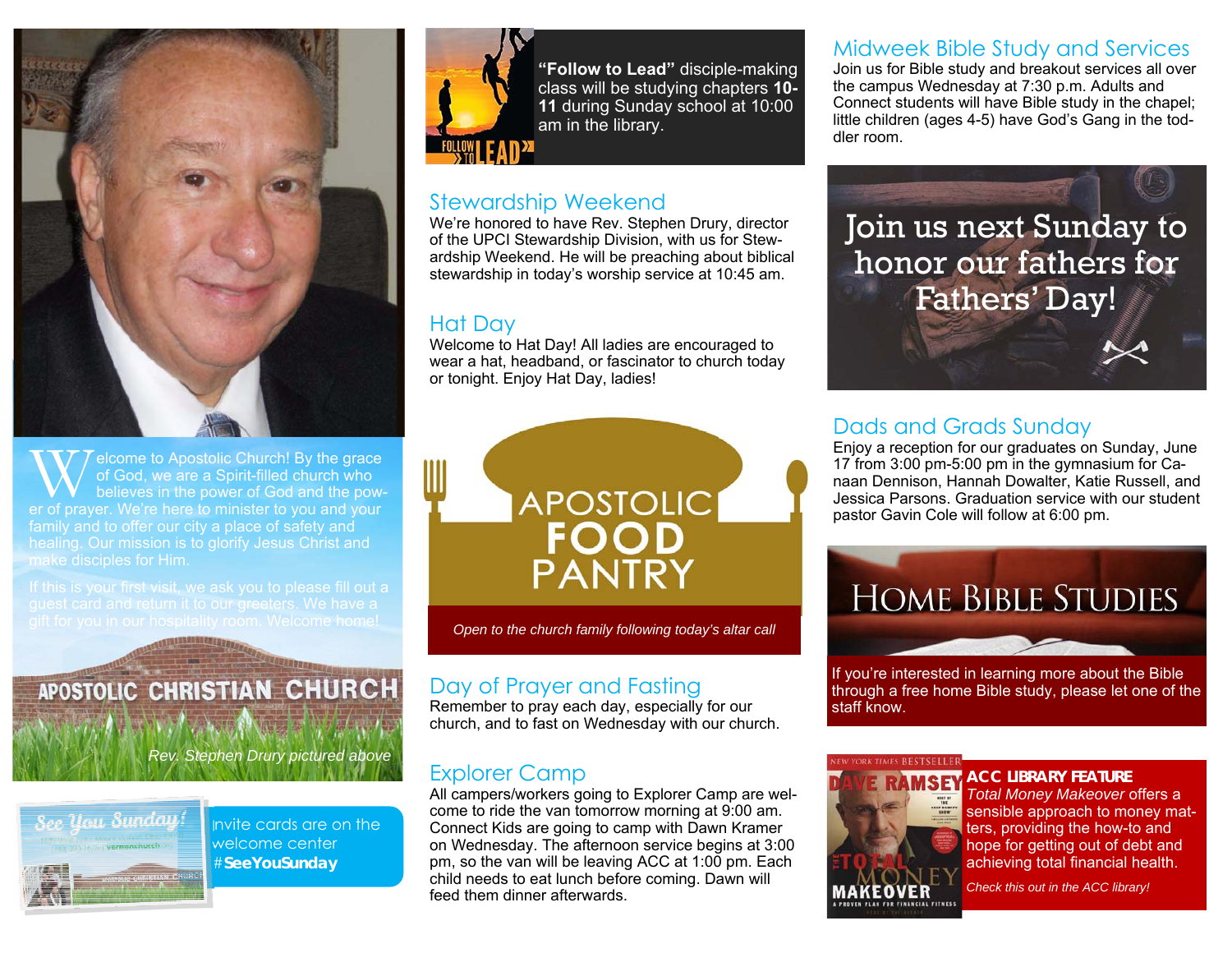Welcome to Apostolic Church! By the grace of God, we are a Spirit-filled church who believes in the power of God and the power of prayer. We're here to minister to you and your family and to offer our city a place of safety and healing. Our mission is to glorify Jesus Christ and make disciples for Him.

If this is your first visit, we ask you to please fill out a guest card and return it to our greeters. We have a gift for you in our hospitality room. Welcome home!

APOSTOLIC CHRISTIAN CHURCH

*Rev. Stephen Drury pictured above*

Invite cards are on the welcome center **#SeeYouSunday**

**"Follow to Lead"** disciple-making class will be studying chapters **10-11** during Sunday school at 10:00 am in the library.

## Stewardship Weekend

We're honored to have Rev. Stephen Drury, director of the UPCI Stewardship Division, with us for Stewardship Weekend. He will be preaching about biblical stewardship in today's worship service at 10:45 am.

## Hat Day

Welcome to Hat Day! All ladies are encouraged to wear a hat, headband, or fascinator to church today or tonight. Enjoy Hat Day, ladies!

## APOSTOLIC FOOD PANTRY

*Open to the church family following today's altar call*

## Day of Prayer and Fasting

Remember to pray each day, especially for our church, and to fast on Wednesday with our church.

## Explorer Camp

All campers/workers going to Explorer Camp are welcome to ride the van tomorrow morning at 9:00 am. Connect Kids are going to camp with Dawn Kramer on Wednesday. The afternoon service begins at 3:00 pm, so the van will be leaving ACC at 1:00 pm. Each child needs to eat lunch before coming. Dawn will feed them dinner afterwards.

## Midweek Bible Study and Services

Join us for Bible study and breakout services all over the campus Wednesday at 7:30 p.m. Adults and Connect students will have Bible study in the chapel; little children (ages 4-5) have God's Gang in the toddler room.

Join us next Sunday to honor our fathers for Fathers' Day!

## Dads and Grads Sunday

Enjoy a reception for our graduates on Sunday, June 17 from 3:00 pm-5:00 pm in the gymnasium for Canaan Dennison, Hannah Dowalter, Katie Russell, and Jessica Parsons. Graduation service with our student pastor Gavin Cole will follow at 6:00 pm.

## Home Bible Studies

If you're interested in learning more about the Bible through a free home Bible study, please let one of the staff know.

**ACC LIBRARY FEATURE**

*Total Money Makeover* offers a sensible approach to money matters, providing the how-to and hope for getting out of debt and achieving total financial health.

*Check this out in the ACC library!*